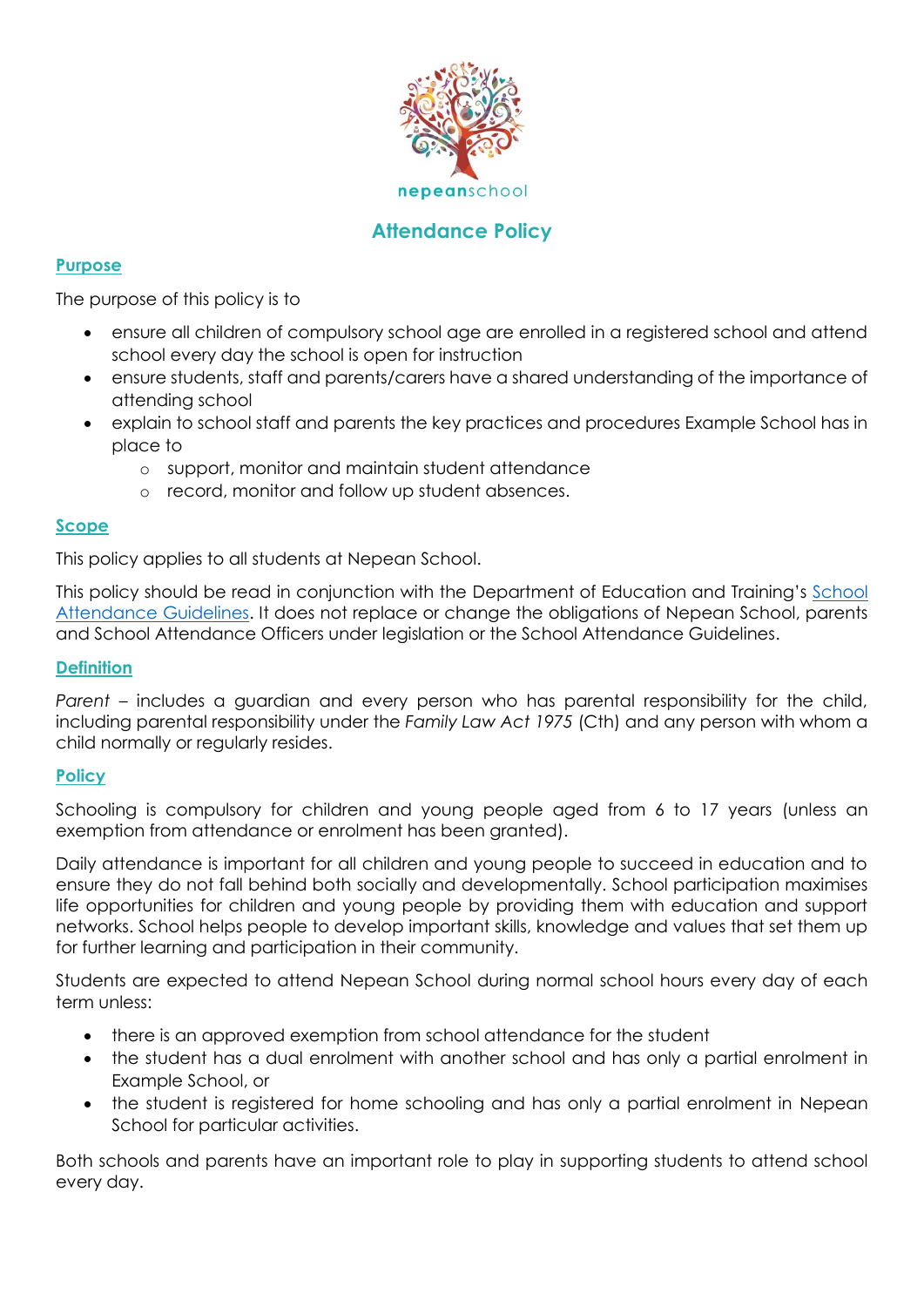nepeanschool

# Attendance Policy

## Purpose

The purpose of this policy is to

- ensure all children of compulsory school age are enrolled in a registered school and attend school every day the school is open for instruction
- ensure students, staff and parents/carers have a shared understanding of the importance of attending school
- explain to school staff and parents the key practices and procedures Example School has in place to
  - support, monitor and maintain student attendance
  - record, monitor and follow up student absences.

## Scope

This policy applies to all students at Nepean School.

This policy should be read in conjunction with the Department of Education and Training's School Attendance Guidelines. It does not replace or change the obligations of Nepean School, parents and School Attendance Officers under legislation or the School Attendance Guidelines.

## Definition

*Parent* – includes a guardian and every person who has parental responsibility for the child, including parental responsibility under the *Family Law Act 1975* (Cth) and any person with whom a child normally or regularly resides.

## Policy

Schooling is compulsory for children and young people aged from 6 to 17 years (unless an exemption from attendance or enrolment has been granted).

Daily attendance is important for all children and young people to succeed in education and to ensure they do not fall behind both socially and developmentally. School participation maximises life opportunities for children and young people by providing them with education and support networks. School helps people to develop important skills, knowledge and values that set them up for further learning and participation in their community.

Students are expected to attend Nepean School during normal school hours every day of each term unless:

- there is an approved exemption from school attendance for the student
- the student has a dual enrolment with another school and has only a partial enrolment in Example School, or
- the student is registered for home schooling and has only a partial enrolment in Nepean School for particular activities.

Both schools and parents have an important role to play in supporting students to attend school every day.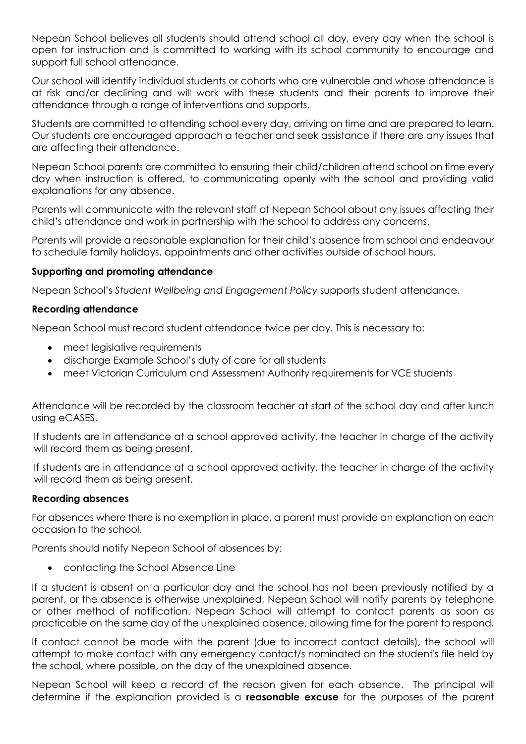Nepean School believes all students should attend school all day, every day when the school is open for instruction and is committed to working with its school community to encourage and support full school attendance.

Our school will identify individual students or cohorts who are vulnerable and whose attendance is at risk and/or declining and will work with these students and their parents to improve their attendance through a range of interventions and supports.

Students are committed to attending school every day, arriving on time and are prepared to learn. Our students are encouraged approach a teacher and seek assistance if there are any issues that are affecting their attendance.

Nepean School parents are committed to ensuring their child/children attend school on time every day when instruction is offered, to communicating openly with the school and providing valid explanations for any absence.

Parents will communicate with the relevant staff at Nepean School about any issues affecting their child's attendance and work in partnership with the school to address any concerns.

Parents will provide a reasonable explanation for their child's absence from school and endeavour to schedule family holidays, appointments and other activities outside of school hours.

**Supporting and promoting attendance**

Nepean School's *Student Wellbeing and Engagement Policy* supports student attendance.

**Recording attendance**

Nepean School must record student attendance twice per day. This is necessary to:

- meet legislative requirements
- discharge Example School's duty of care for all students
- meet Victorian Curriculum and Assessment Authority requirements for VCE students

Attendance will be recorded by the classroom teacher at start of the school day and after lunch using eCASES.

If students are in attendance at a school approved activity, the teacher in charge of the activity will record them as being present.

If students are in attendance at a school approved activity, the teacher in charge of the activity will record them as being present.

**Recording absences**

For absences where there is no exemption in place, a parent must provide an explanation on each occasion to the school.

Parents should notify Nepean School of absences by:

- contacting the School Absence Line

If a student is absent on a particular day and the school has not been previously notified by a parent, or the absence is otherwise unexplained, Nepean School will notify parents by telephone or other method of notification. Nepean School will attempt to contact parents as soon as practicable on the same day of the unexplained absence, allowing time for the parent to respond.

If contact cannot be made with the parent (due to incorrect contact details), the school will attempt to make contact with any emergency contact/s nominated on the student's file held by the school, where possible, on the day of the unexplained absence.

Nepean School will keep a record of the reason given for each absence. The principal will determine if the explanation provided is a **reasonable excuse** for the purposes of the parent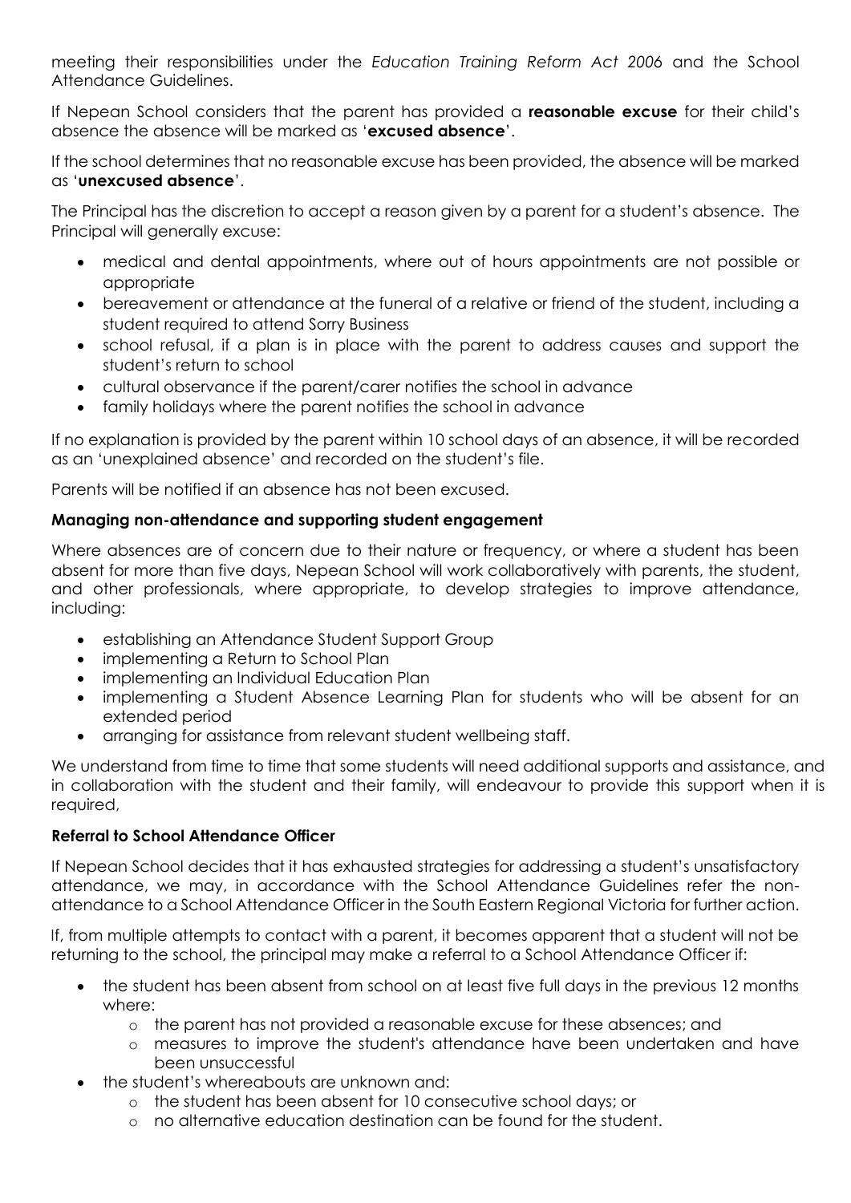meeting their responsibilities under the *Education Training Reform Act 2006* and the School Attendance Guidelines.

If Nepean School considers that the parent has provided a **reasonable excuse** for their child's absence the absence will be marked as '**excused absence**'.

If the school determines that no reasonable excuse has been provided, the absence will be marked as '**unexcused absence**'.

The Principal has the discretion to accept a reason given by a parent for a student's absence. The Principal will generally excuse:

- medical and dental appointments, where out of hours appointments are not possible or appropriate
- bereavement or attendance at the funeral of a relative or friend of the student, including a student required to attend Sorry Business
- school refusal, if a plan is in place with the parent to address causes and support the student's return to school
- cultural observance if the parent/carer notifies the school in advance
- family holidays where the parent notifies the school in advance

If no explanation is provided by the parent within 10 school days of an absence, it will be recorded as an 'unexplained absence' and recorded on the student's file.

Parents will be notified if an absence has not been excused.

**Managing non-attendance and supporting student engagement**

Where absences are of concern due to their nature or frequency, or where a student has been absent for more than five days, Nepean School will work collaboratively with parents, the student, and other professionals, where appropriate, to develop strategies to improve attendance, including:

- establishing an Attendance Student Support Group
- implementing a Return to School Plan
- implementing an Individual Education Plan
- implementing a Student Absence Learning Plan for students who will be absent for an extended period
- arranging for assistance from relevant student wellbeing staff.

We understand from time to time that some students will need additional supports and assistance, and in collaboration with the student and their family, will endeavour to provide this support when it is required,

**Referral to School Attendance Officer**

If Nepean School decides that it has exhausted strategies for addressing a student's unsatisfactory attendance, we may, in accordance with the School Attendance Guidelines refer the non-attendance to a School Attendance Officer in the South Eastern Regional Victoria for further action.

If, from multiple attempts to contact with a parent, it becomes apparent that a student will not be returning to the school, the principal may make a referral to a School Attendance Officer if:

- the student has been absent from school on at least five full days in the previous 12 months where:
  - the parent has not provided a reasonable excuse for these absences; and
  - measures to improve the student's attendance have been undertaken and have been unsuccessful
- the student's whereabouts are unknown and:
  - the student has been absent for 10 consecutive school days; or
  - no alternative education destination can be found for the student.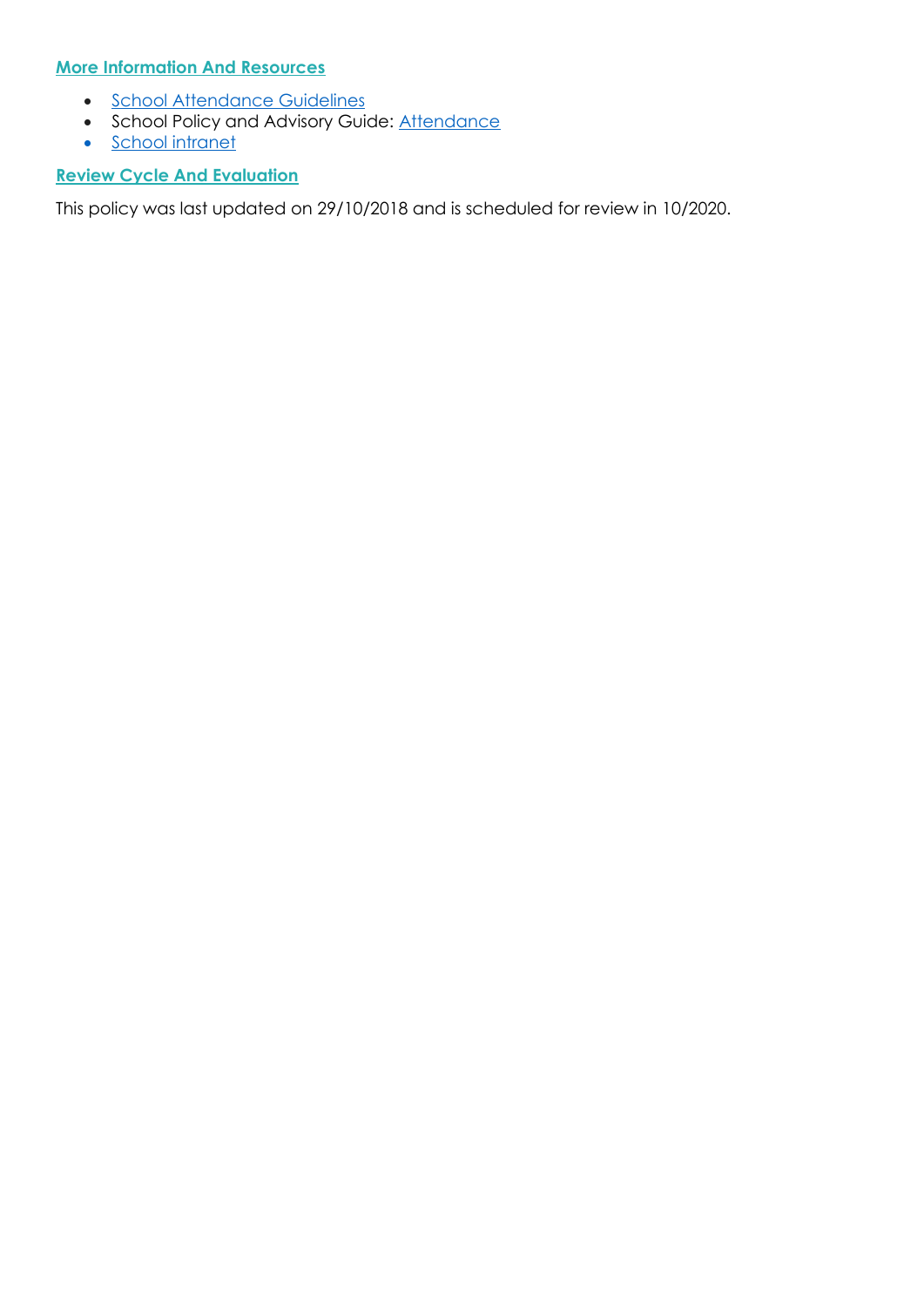## More Information And Resources

- School Attendance Guidelines
- School Policy and Advisory Guide: Attendance
- School intranet

## Review Cycle And Evaluation

This policy was last updated on 29/10/2018 and is scheduled for review in 10/2020.